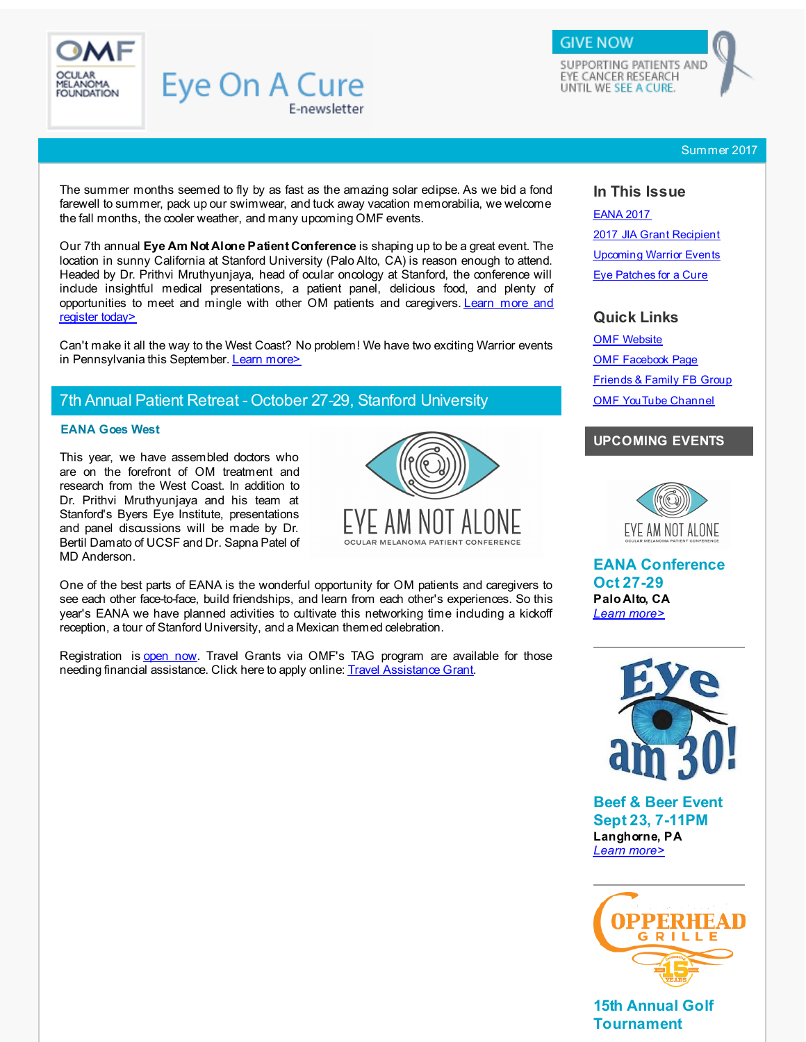# Eye On A Cure

E-newsletter

GIVE NOW
SUPPORTING PATIENTS AND EYE CANCER RESEARCH UNTIL WE SEE A CURE.

Summer 2017

The summer months seemed to fly by as fast as the amazing solar eclipse. As we bid a fond farewell to summer, pack up our swimwear, and tuck away vacation memorabilia, we welcome the fall months, the cooler weather, and many upcoming OMF events.

Our 7th annual **Eye Am Not Alone Patient Conference** is shaping up to be a great event. The location in sunny California at Stanford University (Palo Alto, CA) is reason enough to attend. Headed by Dr. Prithvi Mruthyunjaya, head of ocular oncology at Stanford, the conference will include insightful medical presentations, a patient panel, delicious food, and plenty of opportunities to meet and mingle with other OM patients and caregivers. Learn more and register today>

Can't make it all the way to the West Coast? No problem! We have two exciting Warrior events in Pennsylvania this September. Learn more>

## 7th Annual Patient Retreat - October 27-29, Stanford University

### EANA Goes West

This year, we have assembled doctors who are on the forefront of OM treatment and research from the West Coast. In addition to Dr. Prithvi Mruthyunjaya and his team at Stanford's Byers Eye Institute, presentations and panel discussions will be made by Dr. Bertil Damato of UCSF and Dr. Sapna Patel of MD Anderson.

EYE AM NOT ALONE
OCULAR MELANOMA PATIENT CONFERENCE

One of the best parts of EANA is the wonderful opportunity for OM patients and caregivers to see each other face-to-face, build friendships, and learn from each other's experiences. So this year's EANA we have planned activities to cultivate this networking time including a kickoff reception, a tour of Stanford University, and a Mexican themed celebration.

Registration is open now. Travel Grants via OMF's TAG program are available for those needing financial assistance. Click here to apply online: Travel Assistance Grant.

### In This Issue

- EANA 2017
- 2017 JIA Grant Recipient
- Upcoming Warrior Events
- Eye Patches for a Cure

### Quick Links

- OMF Website
- OMF Facebook Page
- Friends & Family FB Group
- OMF YouTube Channel

### UPCOMING EVENTS

**EANA Conference Oct 27-29**
**Palo Alto, CA**
*Learn more>*

**Beef & Beer Event Sept 23, 7-11PM**
**Langhorne, PA**
*Learn more>*

**15th Annual Golf Tournament**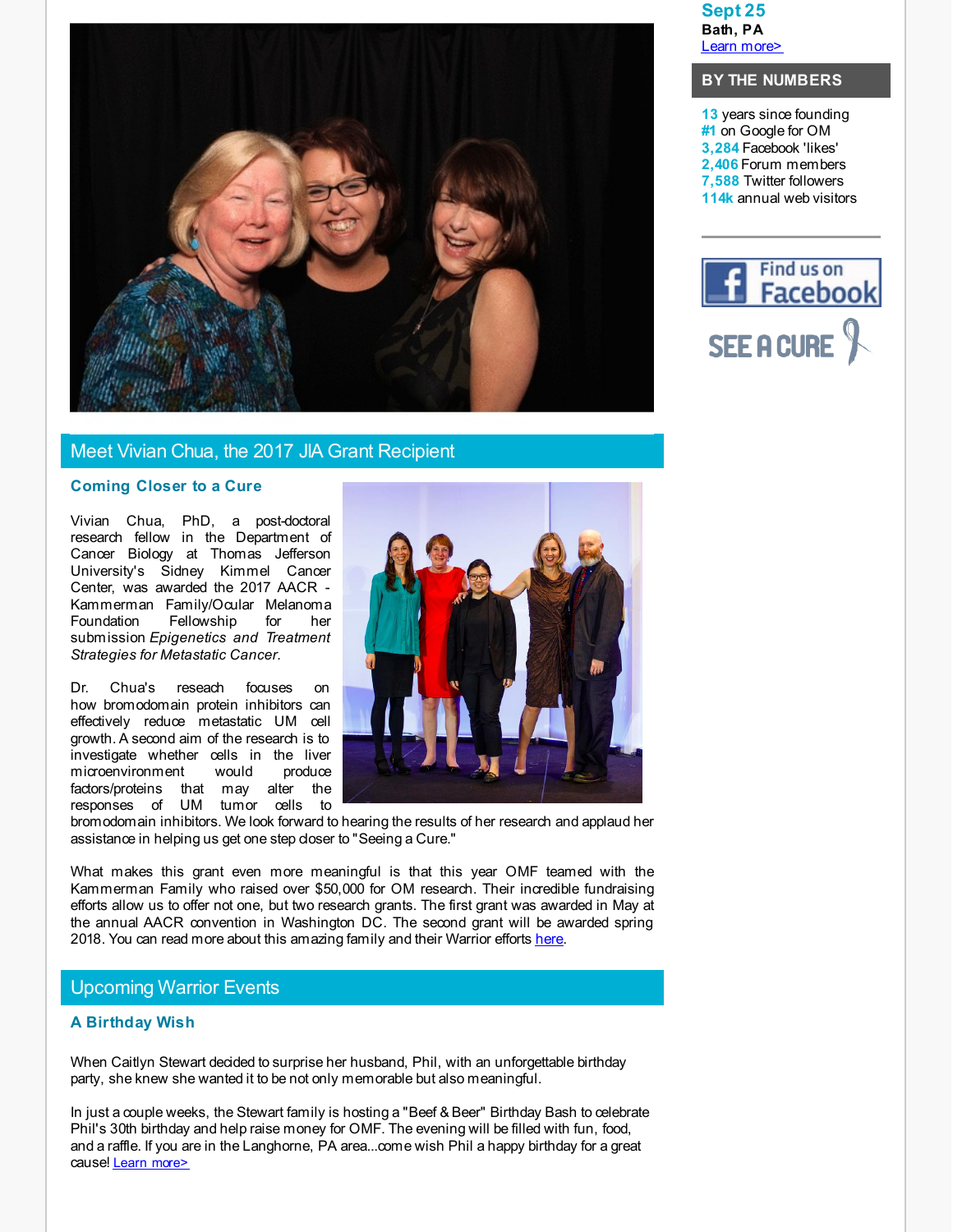## Meet Vivian Chua, the 2017 JIA Grant Recipient

### Coming Closer to a Cure

Vivian Chua, PhD, a post-doctoral research fellow in the Department of Cancer Biology at Thomas Jefferson University's Sidney Kimmel Cancer Center, was awarded the 2017 AACR - Kammerman Family/Ocular Melanoma Foundation Fellowship for her submission *Epigenetics and Treatment Strategies for Metastatic Cancer.*

Dr. Chua's reseach focuses on how bromodomain protein inhibitors can effectively reduce metastatic UM cell growth. A second aim of the research is to investigate whether cells in the liver microenvironment would produce factors/proteins that may alter the responses of UM tumor cells to bromodomain inhibitors. We look forward to hearing the results of her research and applaud her assistance in helping us get one step closer to "Seeing a Cure."

What makes this grant even more meaningful is that this year OMF teamed with the Kammerman Family who raised over $50,000 for OM research. Their incredible fundraising efforts allow us to offer not one, but two research grants. The first grant was awarded in May at the annual AACR convention in Washington DC. The second grant will be awarded spring 2018. You can read more about this amazing family and their Warrior efforts here.

## Upcoming Warrior Events

### A Birthday Wish

When Caitlyn Stewart decided to surprise her husband, Phil, with an unforgettable birthday party, she knew she wanted it to be not only memorable but also meaningful.

In just a couple weeks, the Stewart family is hosting a "Beef & Beer" Birthday Bash to celebrate Phil's 30th birthday and help raise money for OMF. The evening will be filled with fun, food, and a raffle. If you are in the Langhorne, PA area...come wish Phil a happy birthday for a great cause! Learn more>

**Sept 25**
**Bath, PA**
Learn more>

### BY THE NUMBERS

**13** years since founding
**#1** on Google for OM
**3,284** Facebook 'likes'
**2,406** Forum members
**7,588** Twitter followers
**114k** annual web visitors

Find us on Facebook

SEE A CURE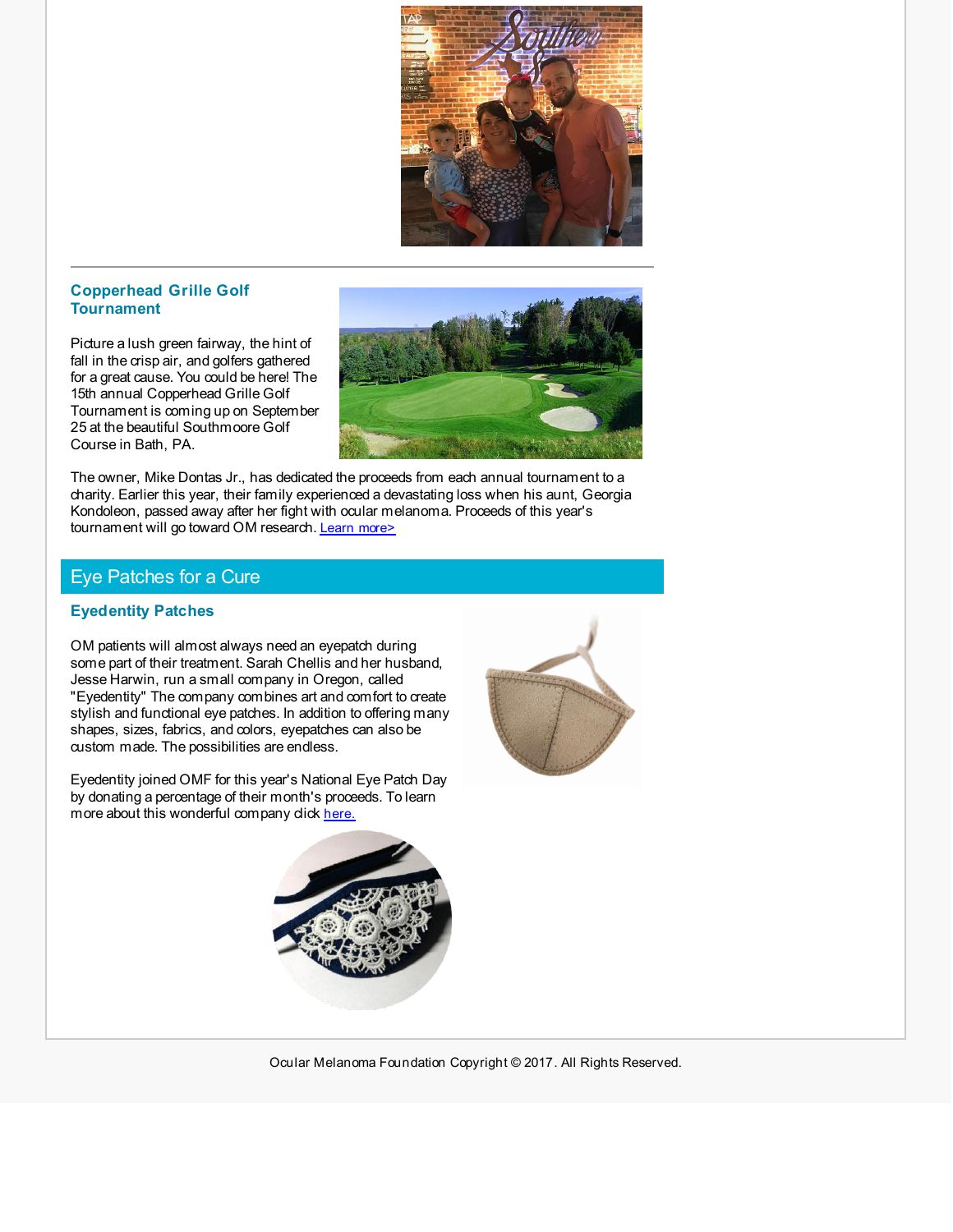### Copperhead Grille Golf Tournament

Picture a lush green fairway, the hint of fall in the crisp air, and golfers gathered for a great cause. You could be here! The 15th annual Copperhead Grille Golf Tournament is coming up on September 25 at the beautiful Southmoore Golf Course in Bath, PA.

The owner, Mike Dontas Jr., has dedicated the proceeds from each annual tournament to a charity. Earlier this year, their family experienced a devastating loss when his aunt, Georgia Kondoleon, passed away after her fight with ocular melanoma. Proceeds of this year's tournament will go toward OM research. Learn more>

## Eye Patches for a Cure

### Eyedentity Patches

OM patients will almost always need an eyepatch during some part of their treatment. Sarah Chellis and her husband, Jesse Harwin, run a small company in Oregon, called "Eyedentity" The company combines art and comfort to create stylish and functional eye patches. In addition to offering many shapes, sizes, fabrics, and colors, eyepatches can also be custom made. The possibilities are endless.

Eyedentity joined OMF for this year's National Eye Patch Day by donating a percentage of their month's proceeds. To learn more about this wonderful company click here.

Ocular Melanoma Foundation Copyright © 2017. All Rights Reserved.